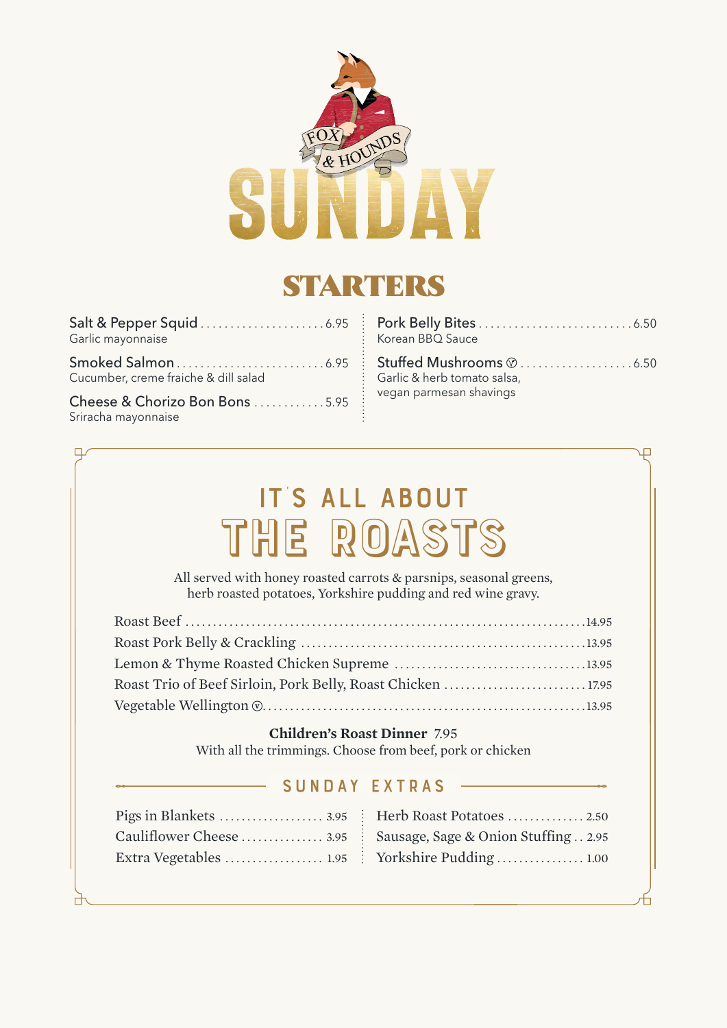FOX & HOUNDS

# SUNDAY

## STARTERS

**Salt & Pepper Squid** ..................... 6.95
Garlic mayonnaise

**Smoked Salmon** ......................... 6.95
Cucumber, creme fraiche & dill salad

**Cheese & Chorizo Bon Bons** ............ 5.95
Sriracha mayonnaise

**Pork Belly Bites** .......................... 6.50
Korean BBQ Sauce

**Stuffed Mushrooms** ⓥ .................. 6.50
Garlic & herb tomato salsa,
vegan parmesan shavings

## IT'S ALL ABOUT THE ROASTS

All served with honey roasted carrots & parsnips, seasonal greens, herb roasted potatoes, Yorkshire pudding and red wine gravy.

Roast Beef ......................................................................... 14.95
Roast Pork Belly & Crackling .................................................. 13.95
Lemon & Thyme Roasted Chicken Supreme ................................. 13.95
Roast Trio of Beef Sirloin, Pork Belly, Roast Chicken ........................ 17.95
Vegetable Wellington ⓥ........................................................ 13.95

**Children's Roast Dinner** 7.95
With all the trimmings. Choose from beef, pork or chicken

### SUNDAY EXTRAS

Pigs in Blankets .................. 3.95
Cauliflower Cheese ............... 3.95
Extra Vegetables .................. 1.95
Herb Roast Potatoes .............. 2.50
Sausage, Sage & Onion Stuffing .. 2.95
Yorkshire Pudding ................ 1.00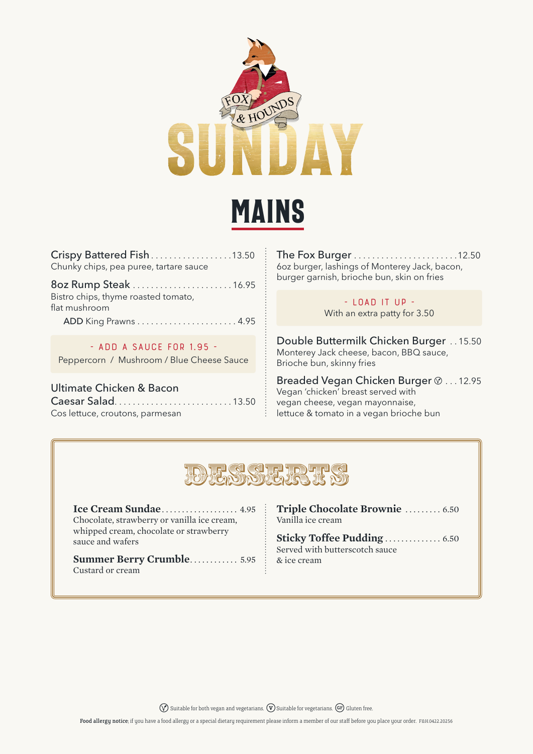FOX & HOUNDS

# SUNDAY

## MAINS

**Crispy Battered Fish** .................. 13.50
Chunky chips, pea puree, tartare sauce

**8oz Rump Steak** ...................... 16.95
Bistro chips, thyme roasted tomato, flat mushroom

ADD King Prawns ...................... 4.95

**- ADD A SAUCE FOR 1.95 -**
Peppercorn / Mushroom / Blue Cheese Sauce

**Ultimate Chicken & Bacon Caesar Salad** ......................... 13.50
Cos lettuce, croutons, parmesan

**The Fox Burger** ....................... 12.50
6oz burger, lashings of Monterey Jack, bacon, burger garnish, brioche bun, skin on fries

**- LOAD IT UP -**
With an extra patty for 3.50

**Double Buttermilk Chicken Burger** .. 15.50
Monterey Jack cheese, bacon, BBQ sauce, Brioche bun, skinny fries

**Breaded Vegan Chicken Burger** Ⓥ ... 12.95
Vegan 'chicken' breast served with vegan cheese, vegan mayonnaise, lettuce & tomato in a vegan brioche bun

## DESSERTS

**Ice Cream Sundae** .................. 4.95
Chocolate, strawberry or vanilla ice cream, whipped cream, chocolate or strawberry sauce and wafers

**Summer Berry Crumble** ............ 5.95
Custard or cream

**Triple Chocolate Brownie** ......... 6.50
Vanilla ice cream

**Sticky Toffee Pudding** .............. 6.50
Served with butterscotch sauce & ice cream

Ⓥ Suitable for both vegan and vegetarians. (V) Suitable for vegetarians. (GF) Gluten free.

**Food allergy notice**: if you have a food allergy or a special dietary requirement please inform a member of our staff before you place your order. F&H.0422.20256